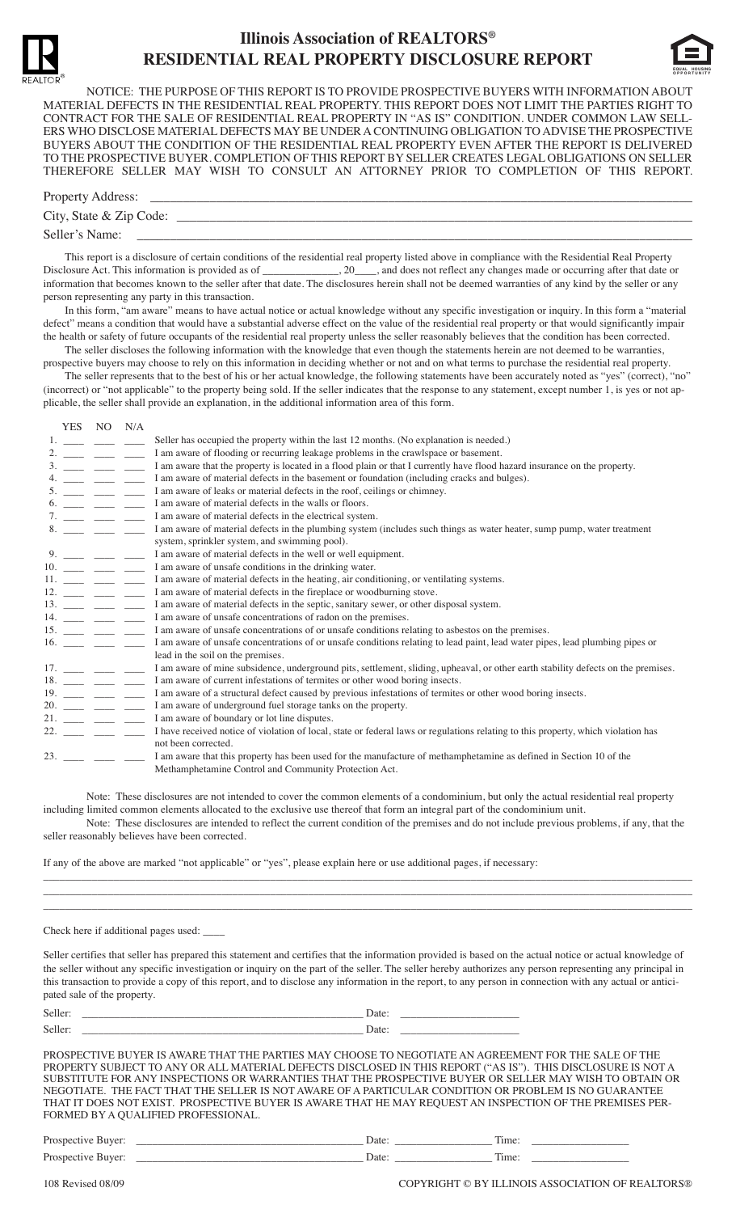# Illinois Association of REALTORS®
# RESIDENTIAL REAL PROPERTY DISCLOSURE REPORT

NOTICE: THE PURPOSE OF THIS REPORT IS TO PROVIDE PROSPECTIVE BUYERS WITH INFORMATION ABOUT MATERIAL DEFECTS IN THE RESIDENTIAL REAL PROPERTY. THIS REPORT DOES NOT LIMIT THE PARTIES RIGHT TO CONTRACT FOR THE SALE OF RESIDENTIAL REAL PROPERTY IN "AS IS" CONDITION. UNDER COMMON LAW SELLERS WHO DISCLOSE MATERIAL DEFECTS MAY BE UNDER A CONTINUING OBLIGATION TO ADVISE THE PROSPECTIVE BUYERS ABOUT THE CONDITION OF THE RESIDENTIAL REAL PROPERTY EVEN AFTER THE REPORT IS DELIVERED TO THE PROSPECTIVE BUYER. COMPLETION OF THIS REPORT BY SELLER CREATES LEGAL OBLIGATIONS ON SELLER THEREFORE SELLER MAY WISH TO CONSULT AN ATTORNEY PRIOR TO COMPLETION OF THIS REPORT.

Property Address: ____________________________________________

City, State & Zip Code: ____________________________________________

Seller's Name: ____________________________________________

This report is a disclosure of certain conditions of the residential real property listed above in compliance with the Residential Real Property Disclosure Act. This information is provided as of _____________, 20____, and does not reflect any changes made or occurring after that date or information that becomes known to the seller after that date. The disclosures herein shall not be deemed warranties of any kind by the seller or any person representing any party in this transaction.

In this form, "am aware" means to have actual notice or actual knowledge without any specific investigation or inquiry. In this form a "material defect" means a condition that would have a substantial adverse effect on the value of the residential real property or that would significantly impair the health or safety of future occupants of the residential real property unless the seller reasonably believes that the condition has been corrected.

The seller discloses the following information with the knowledge that even though the statements herein are not deemed to be warranties, prospective buyers may choose to rely on this information in deciding whether or not and on what terms to purchase the residential real property.

The seller represents that to the best of his or her actual knowledge, the following statements have been accurately noted as "yes" (correct), "no" (incorrect) or "not applicable" to the property being sold. If the seller indicates that the response to any statement, except number 1, is yes or not applicable, the seller shall provide an explanation, in the additional information area of this form.

| | YES | NO | N/A | |
|---|---|---|---|---|
| 1. | ____ | ____ | ____ | Seller has occupied the property within the last 12 months. (No explanation is needed.) |
| 2. | ____ | ____ | ____ | I am aware of flooding or recurring leakage problems in the crawlspace or basement. |
| 3. | ____ | ____ | ____ | I am aware that the property is located in a flood plain or that I currently have flood hazard insurance on the property. |
| 4. | ____ | ____ | ____ | I am aware of material defects in the basement or foundation (including cracks and bulges). |
| 5. | ____ | ____ | ____ | I am aware of leaks or material defects in the roof, ceilings or chimney. |
| 6. | ____ | ____ | ____ | I am aware of material defects in the walls or floors. |
| 7. | ____ | ____ | ____ | I am aware of material defects in the electrical system. |
| 8. | ____ | ____ | ____ | I am aware of material defects in the plumbing system (includes such things as water heater, sump pump, water treatment system, sprinkler system, and swimming pool). |
| 9. | ____ | ____ | ____ | I am aware of material defects in the well or well equipment. |
| 10. | ____ | ____ | ____ | I am aware of unsafe conditions in the drinking water. |
| 11. | ____ | ____ | ____ | I am aware of material defects in the heating, air conditioning, or ventilating systems. |
| 12. | ____ | ____ | ____ | I am aware of material defects in the fireplace or woodburning stove. |
| 13. | ____ | ____ | ____ | I am aware of material defects in the septic, sanitary sewer, or other disposal system. |
| 14. | ____ | ____ | ____ | I am aware of unsafe concentrations of radon on the premises. |
| 15. | ____ | ____ | ____ | I am aware of unsafe concentrations of or unsafe conditions relating to asbestos on the premises. |
| 16. | ____ | ____ | ____ | I am aware of unsafe concentrations of or unsafe conditions relating to lead paint, lead water pipes, lead plumbing pipes or lead in the soil on the premises. |
| 17. | ____ | ____ | ____ | I am aware of mine subsidence, underground pits, settlement, sliding, upheaval, or other earth stability defects on the premises. |
| 18. | ____ | ____ | ____ | I am aware of current infestations of termites or other wood boring insects. |
| 19. | ____ | ____ | ____ | I am aware of a structural defect caused by previous infestations of termites or other wood boring insects. |
| 20. | ____ | ____ | ____ | I am aware of underground fuel storage tanks on the property. |
| 21. | ____ | ____ | ____ | I am aware of boundary or lot line disputes. |
| 22. | ____ | ____ | ____ | I have received notice of violation of local, state or federal laws or regulations relating to this property, which violation has not been corrected. |
| 23. | ____ | ____ | ____ | I am aware that this property has been used for the manufacture of methamphetamine as defined in Section 10 of the Methamphetamine Control and Community Protection Act. |

Note: These disclosures are not intended to cover the common elements of a condominium, but only the actual residential real property including limited common elements allocated to the exclusive use thereof that form an integral part of the condominium unit.

Note: These disclosures are intended to reflect the current condition of the premises and do not include previous problems, if any, that the seller reasonably believes have been corrected.

If any of the above are marked "not applicable" or "yes", please explain here or use additional pages, if necessary:

____________________________________________

____________________________________________

____________________________________________

Check here if additional pages used: ____

Seller certifies that seller has prepared this statement and certifies that the information provided is based on the actual notice or actual knowledge of the seller without any specific investigation or inquiry on the part of the seller. The seller hereby authorizes any person representing any principal in this transaction to provide a copy of this report, and to disclose any information in the report, to any person in connection with any actual or anticipated sale of the property.

Seller: ______________________________ Date: ______________

Seller: ______________________________ Date: ______________

PROSPECTIVE BUYER IS AWARE THAT THE PARTIES MAY CHOOSE TO NEGOTIATE AN AGREEMENT FOR THE SALE OF THE PROPERTY SUBJECT TO ANY OR ALL MATERIAL DEFECTS DISCLOSED IN THIS REPORT ("AS IS"). THIS DISCLOSURE IS NOT A SUBSTITUTE FOR ANY INSPECTIONS OR WARRANTIES THAT THE PROSPECTIVE BUYER OR SELLER MAY WISH TO OBTAIN OR NEGOTIATE. THE FACT THAT THE SELLER IS NOT AWARE OF A PARTICULAR CONDITION OR PROBLEM IS NO GUARANTEE THAT IT DOES NOT EXIST. PROSPECTIVE BUYER IS AWARE THAT HE MAY REQUEST AN INSPECTION OF THE PREMISES PERFORMED BY A QUALIFIED PROFESSIONAL.

Prospective Buyer: ______________________________ Date: ______________ Time: ______________

Prospective Buyer: ______________________________ Date: ______________ Time: ______________

108 Revised 08/09

COPYRIGHT © BY ILLINOIS ASSOCIATION OF REALTORS®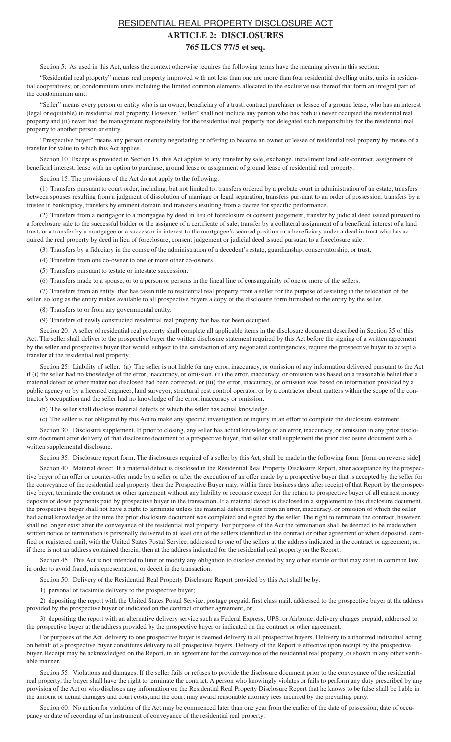# RESIDENTIAL REAL PROPERTY DISCLOSURE ACT

## ARTICLE 2: DISCLOSURES

## 765 ILCS 77/5 et seq.

Section 5: As used in this Act, unless the context otherwise requires the following terms have the meaning given in this section:

"Residential real property" means real property improved with not less than one nor more than four residential dwelling units; units in residential cooperatives; or, condominium units including the limited common elements allocated to the exclusive use thereof that form an integral part of the condominium unit.

"Seller" means every person or entity who is an owner, beneficiary of a trust, contract purchaser or lessee of a ground lease, who has an interest (legal or equitable) in residential real property. However, "seller" shall not include any person who has both (i) never occupied the residential real property and (ii) never had the management responsibility for the residential real property nor delegated such responsibility for the residential real property to another person or entity.

"Prospective buyer" means any person or entity negotiating or offering to become an owner or lessee of residential real property by means of a transfer for value to which this Act applies.

Section 10. Except as provided in Section 15, this Act applies to any transfer by sale, exchange, installment land sale-contract, assignment of beneficial interest, lease with an option to purchase, ground lease or assignment of ground lease of residential real property.

Section 15. The provisions of the Act do not apply to the following:

(1) Transfers pursuant to court order, including, but not limited to, transfers ordered by a probate court in administration of an estate, transfers between spouses resulting from a judgment of dissolution of marriage or legal separation, transfers pursuant to an order of possession, transfers by a trustee in bankruptcy, transfers by eminent domain and transfers resulting from a decree for specific performance.

(2) Transfers from a mortgagor to a mortgagee by deed in lieu of foreclosure or consent judgement, transfer by judicial deed issued pursuant to a foreclosure sale to the successful bidder or the assignee of a certificate of sale, transfer by a collateral assignment of a beneficial interest of a land trust, or a transfer by a mortgagee or a successor in interest to the mortgagee's secured position or a beneficiary under a deed in trust who has acquired the real property by deed in lieu of foreclosure, consent judgement or judicial deed issued pursuant to a foreclosure sale.

(3) Transfers by a fiduciary in the course of the administration of a decedent's estate, guardianship, conservatorship, or trust.

(4) Transfers from one co-owner to one or more other co-owners.

(5) Transfers pursuant to testate or intestate succession.

(6) Transfers made to a spouse, or to a person or persons in the lineal line of consanguinity of one or more of the sellers.

(7) Transfers from an entity that has taken title to residential real property from a seller for the purpose of assisting in the relocation of the seller, so long as the entity makes available to all prospective buyers a copy of the disclosure form furnished to the entity by the seller.

(8) Transfers to or from any governmental entity.

(9) Transfers of newly constructed residential real property that has not been occupied.

Section 20. A seller of residential real property shall complete all applicable items in the disclosure document described in Section 35 of this Act. The seller shall deliver to the prospective buyer the written disclosure statement required by this Act before the signing of a written agreement by the seller and prospective buyer that would, subject to the satisfaction of any negotiated contingencies, require the prospective buyer to accept a transfer of the residential real property.

Section 25. Liability of seller. (a) The seller is not liable for any error, inaccuracy, or omission of any information delivered pursuant to the Act if (i) the seller had no knowledge of the error, inaccuracy, or omission, (ii) the error, inaccuracy, or omission was based on a reasonable belief that a material defect or other matter not disclosed had been corrected, or (iii) the error, inaccuracy, or omission was based on information provided by a public agency or by a licensed engineer, land surveyor, structural pest control operator, or by a contractor about matters within the scope of the contractor's occupation and the seller had no knowledge of the error, inaccuracy or omission.

(b) The seller shall disclose material defects of which the seller has actual knowledge.

(c) The seller is not obligated by this Act to make any specific investigation or inquiry in an effort to complete the disclosure statement.

Section 30. Disclosure supplement. If prior to closing, any seller has actual knowledge of an error, inaccuracy, or omission in any prior disclosure document after delivery of that disclosure document to a prospective buyer, that seller shall supplement the prior disclosure document with a written supplemental disclosure.

Section 35. Disclosure report form. The disclosures required of a seller by this Act, shall be made in the following form: [form on reverse side]

Section 40. Material defect. If a material defect is disclosed in the Residential Real Property Disclosure Report, after acceptance by the prospective buyer of an offer or counter-offer made by a seller or after the execution of an offer made by a prospective buyer that is accepted by the seller for the conveyance of the residential real property, then the Prospective Buyer may, within three business days after receipt of that Report by the prospective buyer, terminate the contract or other agreement without any liability or recourse except for the return to prospective buyer of all earnest money deposits or down payments paid by prospective buyer in the transaction. If a material defect is disclosed in a supplement to this disclosure document, the prospective buyer shall not have a right to terminate unless the material defect results from an error, inaccuracy, or omission of which the seller had actual knowledge at the time the prior disclosure document was completed and signed by the seller. The right to terminate the contract, however, shall no longer exist after the conveyance of the residential real property. For purposes of the Act the termination shall be deemed to be made when written notice of termination is personally delivered to at least one of the sellers identified in the contract or other agreement or when deposited, certified or registered mail, with the United States Postal Service, addressed to one of the sellers at the address indicated in the contract or agreement, or, if there is not an address contained therein, then at the address indicated for the residential real property on the Report.

Section 45. This Act is not intended to limit or modify any obligation to disclose created by any other statute or that may exist in common law in order to avoid fraud, misrepresentation, or deceit in the transaction.

Section 50. Delivery of the Residential Real Property Disclosure Report provided by this Act shall be by:

1) personal or facsimile delivery to the prospective buyer;

2) depositing the report with the United States Postal Service, postage prepaid, first class mail, addressed to the prospective buyer at the address provided by the prospective buyer or indicated on the contract or other agreement, or

3) depositing the report with an alternative delivery service such as Federal Express, UPS, or Airborne, delivery charges prepaid, addressed to the prospective buyer at the address provided by the prospective buyer or indicated on the contract or other agreement.

For purposes of the Act, delivery to one prospective buyer is deemed delivery to all prospective buyers. Delivery to authorized individual acting on behalf of a prospective buyer constitutes delivery to all prospective buyers. Delivery of the Report is effective upon receipt by the prospective buyer. Receipt may be acknowledged on the Report, in an agreement for the conveyance of the residential real property, or shown in any other verifiable manner.

Section 55. Violations and damages. If the seller fails or refuses to provide the disclosure document prior to the conveyance of the residential real property, the buyer shall have the right to terminate the contract. A person who knowingly violates or fails to perform any duty prescribed by any provision of the Act or who discloses any information on the Residential Real Property Disclosure Report that he knows to be false shall be liable in the amount of actual damages and court costs, and the court may award reasonable attorney fees incurred by the prevailing party.

Section 60. No action for violation of the Act may be commenced later than one year from the earlier of the date of possession, date of occupancy or date of recording of an instrument of conveyance of the residential real property.